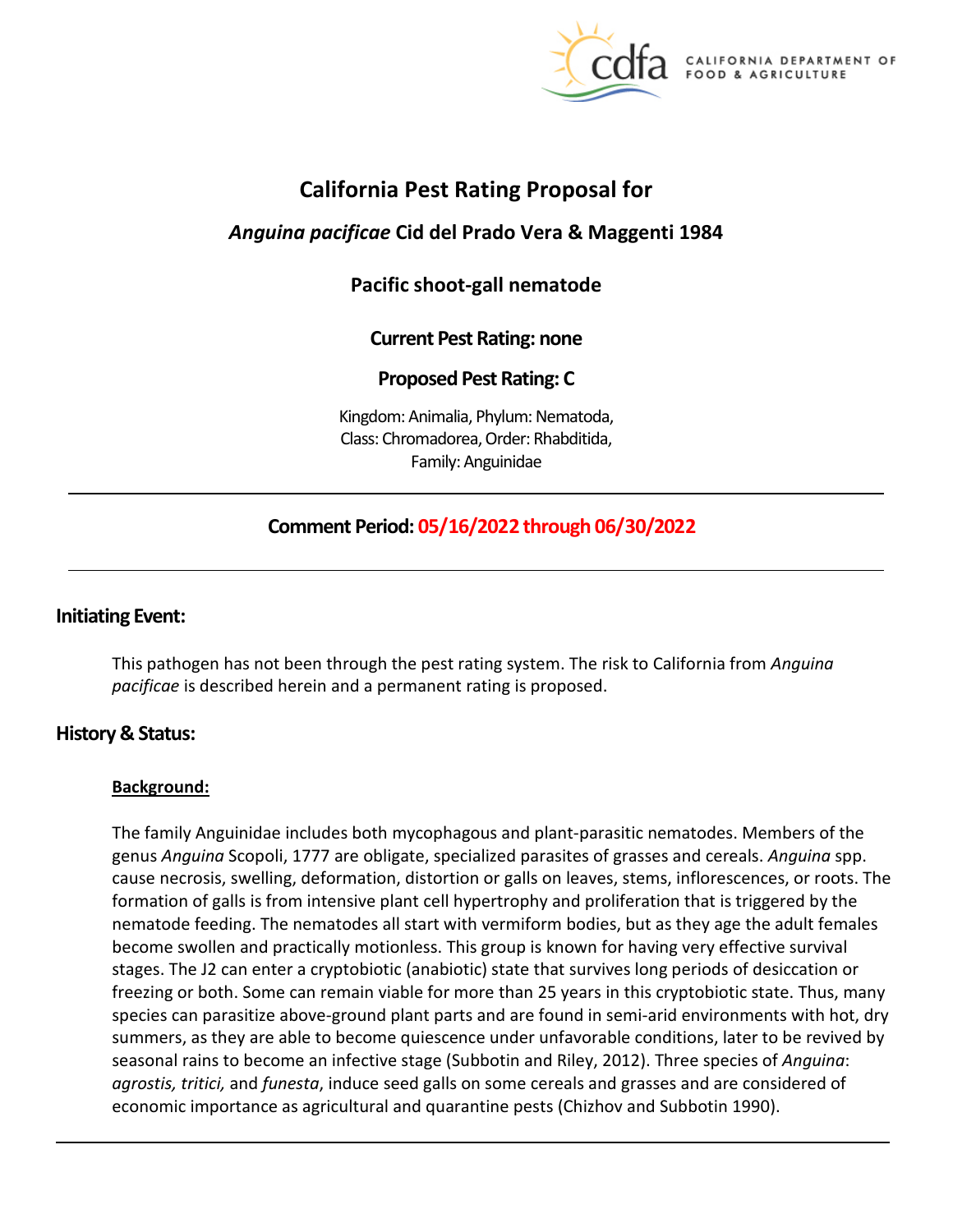# California Pest Rating Proposal for

## *Anguina pacificae* Cid del Prado Vera & Maggenti 1984

## Pacific shoot-gall nematode

**Current Pest Rating: none**

**Proposed Pest Rating: C**

Kingdom: Animalia, Phylum: Nematoda,
Class: Chromadorea, Order: Rhabditida,
Family: Anguinidae

---

**Comment Period: 05/16/2022 through 06/30/2022**

---

## Initiating Event:

This pathogen has not been through the pest rating system. The risk to California from *Anguina pacificae* is described herein and a permanent rating is proposed.

## History & Status:

### Background:

The family Anguinidae includes both mycophagous and plant-parasitic nematodes. Members of the genus *Anguina* Scopoli, 1777 are obligate, specialized parasites of grasses and cereals. *Anguina* spp. cause necrosis, swelling, deformation, distortion or galls on leaves, stems, inflorescences, or roots. The formation of galls is from intensive plant cell hypertrophy and proliferation that is triggered by the nematode feeding. The nematodes all start with vermiform bodies, but as they age the adult females become swollen and practically motionless. This group is known for having very effective survival stages. The J2 can enter a cryptobiotic (anabiotic) state that survives long periods of desiccation or freezing or both. Some can remain viable for more than 25 years in this cryptobiotic state. Thus, many species can parasitize above-ground plant parts and are found in semi-arid environments with hot, dry summers, as they are able to become quiescence under unfavorable conditions, later to be revived by seasonal rains to become an infective stage (Subbotin and Riley, 2012). Three species of *Anguina*: *agrostis, tritici,* and *funesta*, induce seed galls on some cereals and grasses and are considered of economic importance as agricultural and quarantine pests (Chizhov and Subbotin 1990).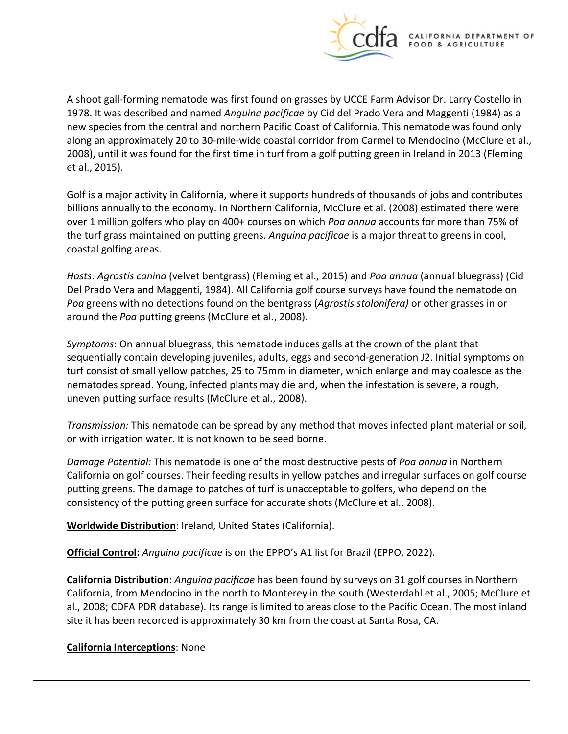A shoot gall-forming nematode was first found on grasses by UCCE Farm Advisor Dr. Larry Costello in 1978. It was described and named *Anguina pacificae* by Cid del Prado Vera and Maggenti (1984) as a new species from the central and northern Pacific Coast of California. This nematode was found only along an approximately 20 to 30-mile-wide coastal corridor from Carmel to Mendocino (McClure et al., 2008), until it was found for the first time in turf from a golf putting green in Ireland in 2013 (Fleming et al., 2015).

Golf is a major activity in California, where it supports hundreds of thousands of jobs and contributes billions annually to the economy. In Northern California, McClure et al. (2008) estimated there were over 1 million golfers who play on 400+ courses on which *Poa annua* accounts for more than 75% of the turf grass maintained on putting greens. *Anguina pacificae* is a major threat to greens in cool, coastal golfing areas.

*Hosts: Agrostis canina* (velvet bentgrass) (Fleming et al., 2015) and *Poa annua* (annual bluegrass) (Cid Del Prado Vera and Maggenti, 1984). All California golf course surveys have found the nematode on *Poa* greens with no detections found on the bentgrass (*Agrostis stolonifera)* or other grasses in or around the *Poa* putting greens (McClure et al., 2008).

*Symptoms*: On annual bluegrass, this nematode induces galls at the crown of the plant that sequentially contain developing juveniles, adults, eggs and second-generation J2. Initial symptoms on turf consist of small yellow patches, 25 to 75mm in diameter, which enlarge and may coalesce as the nematodes spread. Young, infected plants may die and, when the infestation is severe, a rough, uneven putting surface results (McClure et al., 2008).

*Transmission:* This nematode can be spread by any method that moves infected plant material or soil, or with irrigation water. It is not known to be seed borne.

*Damage Potential:* This nematode is one of the most destructive pests of *Poa annua* in Northern California on golf courses. Their feeding results in yellow patches and irregular surfaces on golf course putting greens. The damage to patches of turf is unacceptable to golfers, who depend on the consistency of the putting green surface for accurate shots (McClure et al., 2008).

**Worldwide Distribution**: Ireland, United States (California).

**Official Control:** *Anguina pacificae* is on the EPPO's A1 list for Brazil (EPPO, 2022).

**California Distribution**: *Anguina pacificae* has been found by surveys on 31 golf courses in Northern California, from Mendocino in the north to Monterey in the south (Westerdahl et al., 2005; McClure et al., 2008; CDFA PDR database). Its range is limited to areas close to the Pacific Ocean. The most inland site it has been recorded is approximately 30 km from the coast at Santa Rosa, CA.

**California Interceptions**: None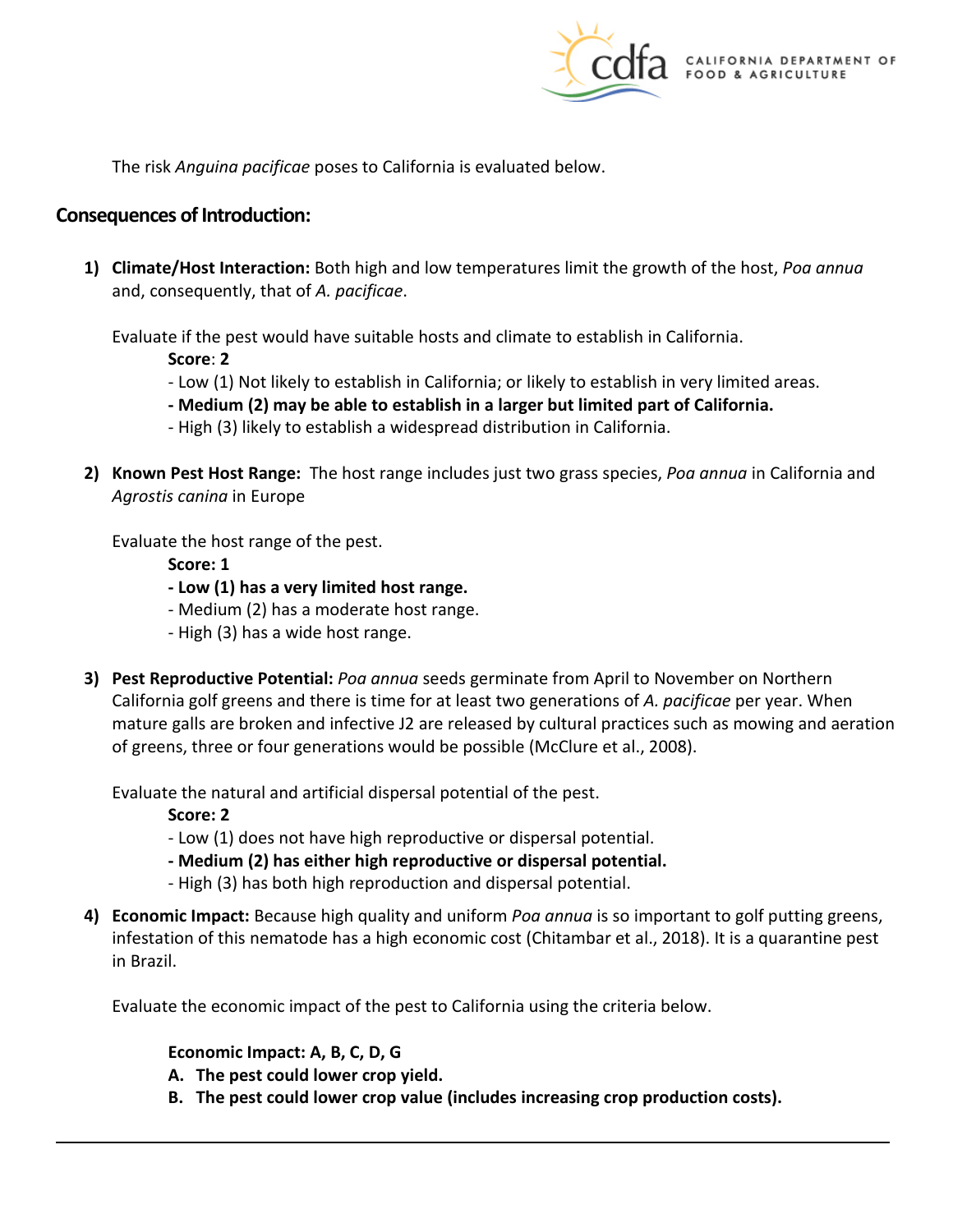The risk *Anguina pacificae* poses to California is evaluated below.

## Consequences of Introduction:

1) **Climate/Host Interaction:** Both high and low temperatures limit the growth of the host, *Poa annua* and, consequently, that of *A. pacificae*.

   Evaluate if the pest would have suitable hosts and climate to establish in California.

   **Score**: **2**

   - Low (1) Not likely to establish in California; or likely to establish in very limited areas.
   - **Medium (2) may be able to establish in a larger but limited part of California.**
   - High (3) likely to establish a widespread distribution in California.

2) **Known Pest Host Range:** The host range includes just two grass species, *Poa annua* in California and *Agrostis canina* in Europe

   Evaluate the host range of the pest.

   **Score: 1**

   - **Low (1) has a very limited host range.**
   - Medium (2) has a moderate host range.
   - High (3) has a wide host range.

3) **Pest Reproductive Potential:** *Poa annua* seeds germinate from April to November on Northern California golf greens and there is time for at least two generations of *A. pacificae* per year. When mature galls are broken and infective J2 are released by cultural practices such as mowing and aeration of greens, three or four generations would be possible (McClure et al., 2008).

   Evaluate the natural and artificial dispersal potential of the pest.

   **Score: 2**

   - Low (1) does not have high reproductive or dispersal potential.
   - **Medium (2) has either high reproductive or dispersal potential.**
   - High (3) has both high reproduction and dispersal potential.

4) **Economic Impact:** Because high quality and uniform *Poa annua* is so important to golf putting greens, infestation of this nematode has a high economic cost (Chitambar et al., 2018). It is a quarantine pest in Brazil.

   Evaluate the economic impact of the pest to California using the criteria below.

   **Economic Impact: A, B, C, D, G**

   **A. The pest could lower crop yield.**

   **B. The pest could lower crop value (includes increasing crop production costs).**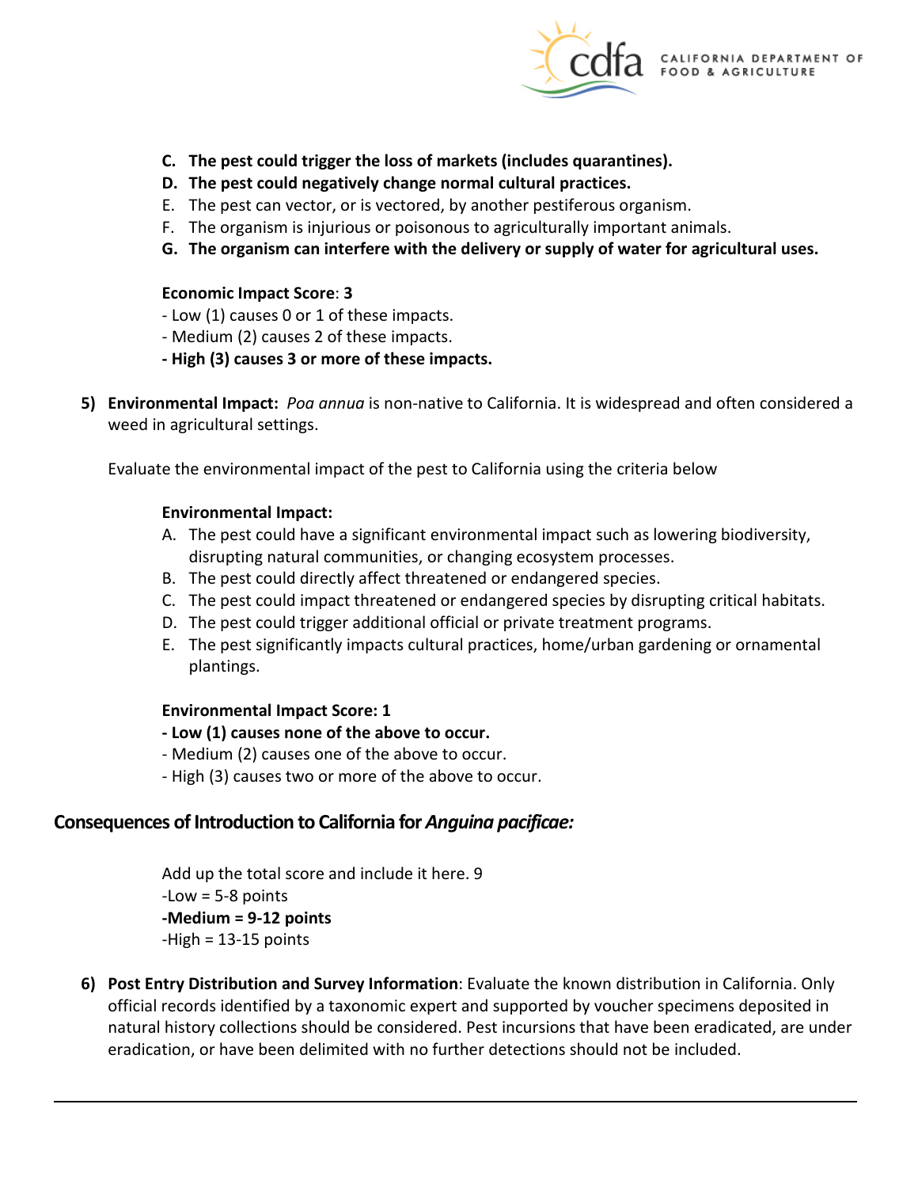C. **The pest could trigger the loss of markets (includes quarantines).**
D. **The pest could negatively change normal cultural practices.**
E. The pest can vector, or is vectored, by another pestiferous organism.
F. The organism is injurious or poisonous to agriculturally important animals.
G. **The organism can interfere with the delivery or supply of water for agricultural uses.**

**Economic Impact Score**: **3**

- Low (1) causes 0 or 1 of these impacts.
- Medium (2) causes 2 of these impacts.
- **High (3) causes 3 or more of these impacts.**

5) **Environmental Impact:** *Poa annua* is non-native to California. It is widespread and often considered a weed in agricultural settings.

   Evaluate the environmental impact of the pest to California using the criteria below

   **Environmental Impact:**

   A. The pest could have a significant environmental impact such as lowering biodiversity, disrupting natural communities, or changing ecosystem processes.
   B. The pest could directly affect threatened or endangered species.
   C. The pest could impact threatened or endangered species by disrupting critical habitats.
   D. The pest could trigger additional official or private treatment programs.
   E. The pest significantly impacts cultural practices, home/urban gardening or ornamental plantings.

   **Environmental Impact Score: 1**

   - **Low (1) causes none of the above to occur.**
   - Medium (2) causes one of the above to occur.
   - High (3) causes two or more of the above to occur.

## Consequences of Introduction to California for *Anguina pacificae:*

Add up the total score and include it here. 9

-Low = 5-8 points

**-Medium = 9-12 points**

-High = 13-15 points

6) **Post Entry Distribution and Survey Information**: Evaluate the known distribution in California. Only official records identified by a taxonomic expert and supported by voucher specimens deposited in natural history collections should be considered. Pest incursions that have been eradicated, are under eradication, or have been delimited with no further detections should not be included.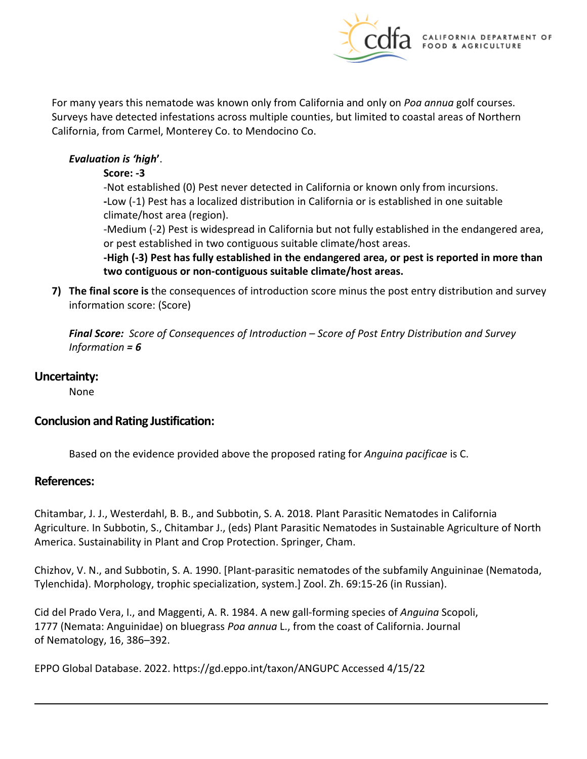For many years this nematode was known only from California and only on *Poa annua* golf courses. Surveys have detected infestations across multiple counties, but limited to coastal areas of Northern California, from Carmel, Monterey Co. to Mendocino Co.

***Evaluation is 'high'***.

**Score: -3**

-Not established (0) Pest never detected in California or known only from incursions.

**-**Low (-1) Pest has a localized distribution in California or is established in one suitable climate/host area (region).

-Medium (-2) Pest is widespread in California but not fully established in the endangered area, or pest established in two contiguous suitable climate/host areas.

**-High (-3) Pest has fully established in the endangered area, or pest is reported in more than two contiguous or non-contiguous suitable climate/host areas.**

7) **The final score is** the consequences of introduction score minus the post entry distribution and survey information score: (Score)

***Final Score:*** *Score of Consequences of Introduction – Score of Post Entry Distribution and Survey Information = **6***

## Uncertainty:

None

## Conclusion and Rating Justification:

Based on the evidence provided above the proposed rating for *Anguina pacificae* is C.

## References:

Chitambar, J. J., Westerdahl, B. B., and Subbotin, S. A. 2018. Plant Parasitic Nematodes in California Agriculture. In Subbotin, S., Chitambar J., (eds) Plant Parasitic Nematodes in Sustainable Agriculture of North America. Sustainability in Plant and Crop Protection. Springer, Cham.

Chizhov, V. N., and Subbotin, S. A. 1990. [Plant-parasitic nematodes of the subfamily Anguininae (Nematoda, Tylenchida). Morphology, trophic specialization, system.] Zool. Zh. 69:15-26 (in Russian).

Cid del Prado Vera, I., and Maggenti, A. R. 1984. A new gall-forming species of *Anguina* Scopoli, 1777 (Nemata: Anguinidae) on bluegrass *Poa annua* L., from the coast of California. Journal of Nematology, 16, 386–392.

EPPO Global Database. 2022. https://gd.eppo.int/taxon/ANGUPC Accessed 4/15/22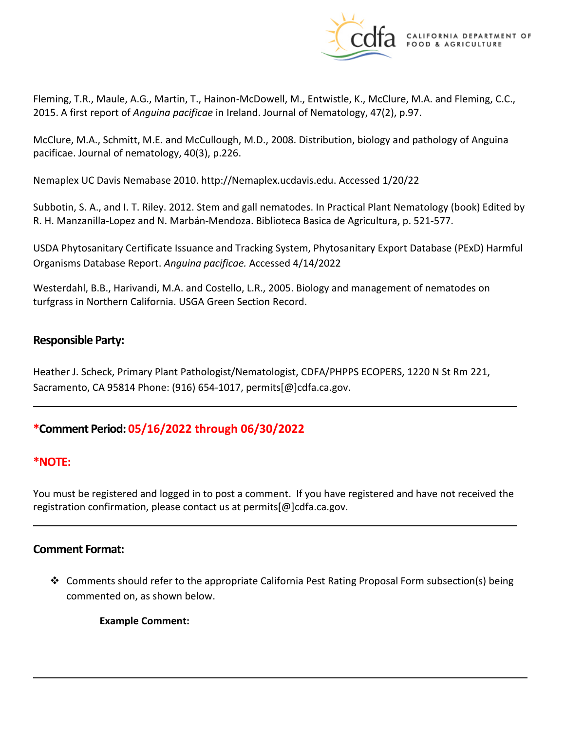Fleming, T.R., Maule, A.G., Martin, T., Hainon-McDowell, M., Entwistle, K., McClure, M.A. and Fleming, C.C., 2015. A first report of *Anguina pacificae* in Ireland. Journal of Nematology, 47(2), p.97.

McClure, M.A., Schmitt, M.E. and McCullough, M.D., 2008. Distribution, biology and pathology of Anguina pacificae. Journal of nematology, 40(3), p.226.

Nemaplex UC Davis Nemabase 2010. http://Nemaplex.ucdavis.edu. Accessed 1/20/22

Subbotin, S. A., and I. T. Riley. 2012. Stem and gall nematodes. In Practical Plant Nematology (book) Edited by R. H. Manzanilla-Lopez and N. Marbán-Mendoza. Biblioteca Basica de Agricultura, p. 521-577.

USDA Phytosanitary Certificate Issuance and Tracking System, Phytosanitary Export Database (PExD) Harmful Organisms Database Report. *Anguina pacificae.* Accessed 4/14/2022

Westerdahl, B.B., Harivandi, M.A. and Costello, L.R., 2005. Biology and management of nematodes on turfgrass in Northern California. USGA Green Section Record.

### Responsible Party:

Heather J. Scheck, Primary Plant Pathologist/Nematologist, CDFA/PHPPS ECOPERS, 1220 N St Rm 221, Sacramento, CA 95814 Phone: (916) 654-1017, permits[@]cdfa.ca.gov.

---

### *Comment Period: 05/16/2022 through 06/30/2022

### *NOTE:

You must be registered and logged in to post a comment. If you have registered and have not received the registration confirmation, please contact us at permits[@]cdfa.ca.gov.

---

### Comment Format:

- Comments should refer to the appropriate California Pest Rating Proposal Form subsection(s) being commented on, as shown below.

  **Example Comment:**

---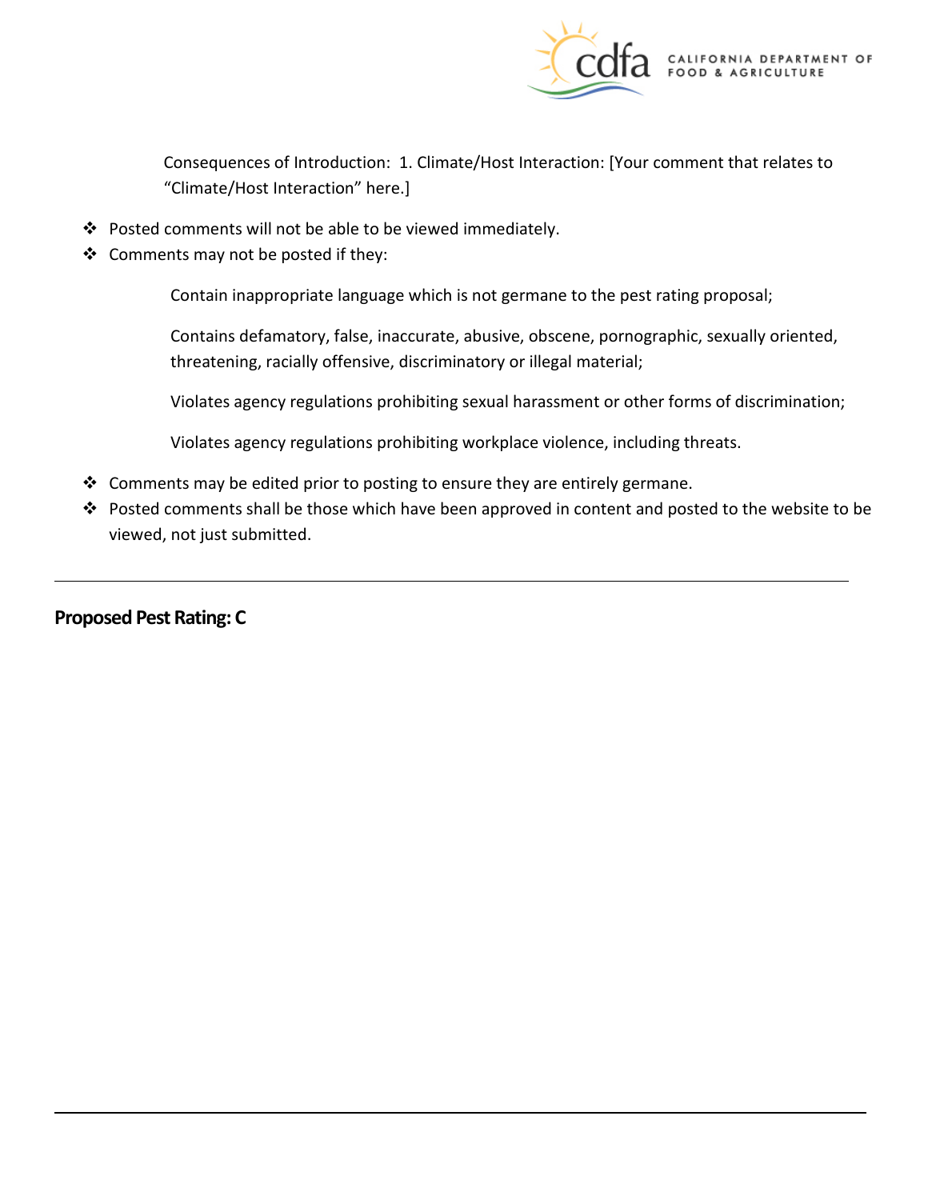Consequences of Introduction: 1. Climate/Host Interaction: [Your comment that relates to "Climate/Host Interaction" here.]

- Posted comments will not be able to be viewed immediately.
- Comments may not be posted if they:

  Contain inappropriate language which is not germane to the pest rating proposal;

  Contains defamatory, false, inaccurate, abusive, obscene, pornographic, sexually oriented, threatening, racially offensive, discriminatory or illegal material;

  Violates agency regulations prohibiting sexual harassment or other forms of discrimination;

  Violates agency regulations prohibiting workplace violence, including threats.

- Comments may be edited prior to posting to ensure they are entirely germane.
- Posted comments shall be those which have been approved in content and posted to the website to be viewed, not just submitted.

---

**Proposed Pest Rating: C**